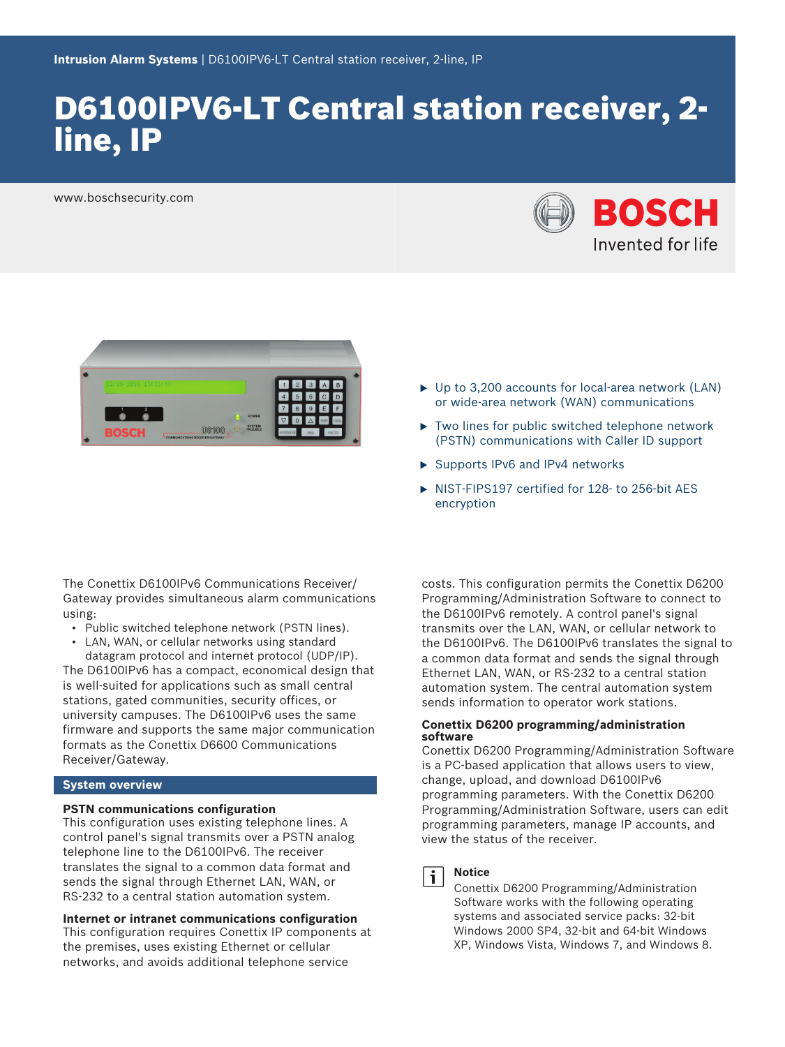**Intrusion Alarm Systems** | D6100IPV6-LT Central station receiver, 2-line, IP

# D6100IPV6-LT Central station receiver, 2-line, IP

www.boschsecurity.com

- Up to 3,200 accounts for local-area network (LAN) or wide-area network (WAN) communications
- Two lines for public switched telephone network (PSTN) communications with Caller ID support
- Supports IPv6 and IPv4 networks
- NIST-FIPS197 certified for 128- to 256-bit AES encryption

The Conettix D6100IPv6 Communications Receiver/ Gateway provides simultaneous alarm communications using:

- Public switched telephone network (PSTN lines).
- LAN, WAN, or cellular networks using standard datagram protocol and internet protocol (UDP/IP).

The D6100IPv6 has a compact, economical design that is well-suited for applications such as small central stations, gated communities, security offices, or university campuses. The D6100IPv6 uses the same firmware and supports the same major communication formats as the Conettix D6600 Communications Receiver/Gateway.

## System overview

### PSTN communications configuration

This configuration uses existing telephone lines. A control panel's signal transmits over a PSTN analog telephone line to the D6100IPv6. The receiver translates the signal to a common data format and sends the signal through Ethernet LAN, WAN, or RS-232 to a central station automation system.

### Internet or intranet communications configuration

This configuration requires Conettix IP components at the premises, uses existing Ethernet or cellular networks, and avoids additional telephone service costs. This configuration permits the Conettix D6200 Programming/Administration Software to connect to the D6100IPv6 remotely. A control panel's signal transmits over the LAN, WAN, or cellular network to the D6100IPv6. The D6100IPv6 translates the signal to a common data format and sends the signal through Ethernet LAN, WAN, or RS-232 to a central station automation system. The central automation system sends information to operator work stations.

### Conettix D6200 programming/administration software

Conettix D6200 Programming/Administration Software is a PC-based application that allows users to view, change, upload, and download D6100IPv6 programming parameters. With the Conettix D6200 Programming/Administration Software, users can edit programming parameters, manage IP accounts, and view the status of the receiver.

**Notice**

Conettix D6200 Programming/Administration Software works with the following operating systems and associated service packs: 32-bit Windows 2000 SP4, 32-bit and 64-bit Windows XP, Windows Vista, Windows 7, and Windows 8.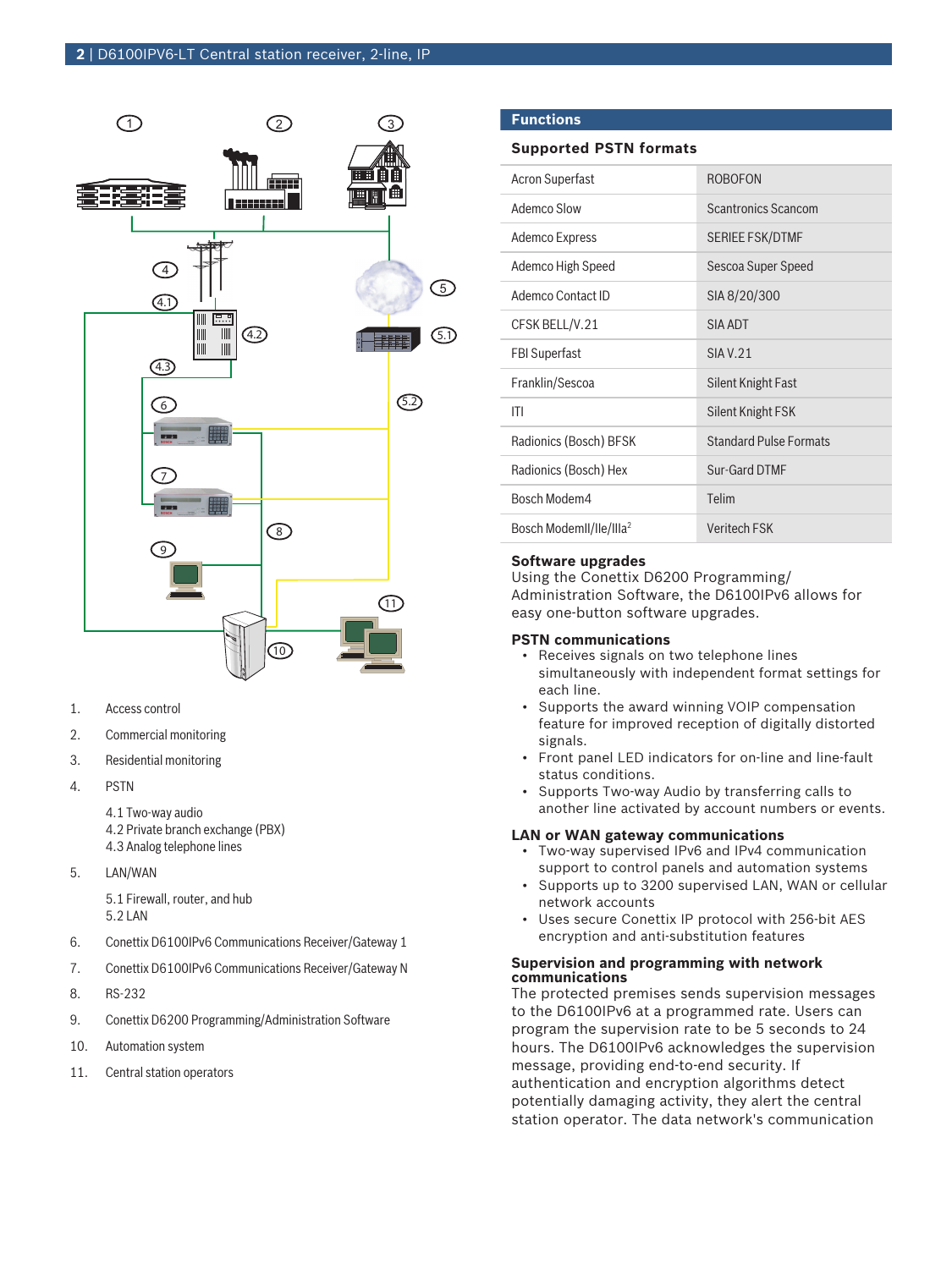1. Access control
2. Commercial monitoring
3. Residential monitoring
4. PSTN

   4.1 Two-way audio
   4.2 Private branch exchange (PBX)
   4.3 Analog telephone lines
5. LAN/WAN

   5.1 Firewall, router, and hub
   5.2 LAN
6. Conettix D6100IPv6 Communications Receiver/Gateway 1
7. Conettix D6100IPv6 Communications Receiver/Gateway N
8. RS-232
9. Conettix D6200 Programming/Administration Software
10. Automation system
11. Central station operators

## Functions

### Supported PSTN formats

| | |
|---|---|
| Acron Superfast | ROBOFON |
| Ademco Slow | Scantronics Scancom |
| Ademco Express | SERIEE FSK/DTMF |
| Ademco High Speed | Sescoa Super Speed |
| Ademco Contact ID | SIA 8/20/300 |
| CFSK BELL/V.21 | SIA ADT |
| FBI Superfast | SIA V.21 |
| Franklin/Sescoa | Silent Knight Fast |
| ITI | Silent Knight FSK |
| Radionics (Bosch) BFSK | Standard Pulse Formats |
| Radionics (Bosch) Hex | Sur-Gard DTMF |
| Bosch Modem4 | Telim |
| Bosch ModemII/IIe/IIIa[2] | Veritech FSK |

### Software upgrades

Using the Conettix D6200 Programming/ Administration Software, the D6100IPv6 allows for easy one-button software upgrades.

### PSTN communications

- Receives signals on two telephone lines simultaneously with independent format settings for each line.
- Supports the award winning VOIP compensation feature for improved reception of digitally distorted signals.
- Front panel LED indicators for on-line and line-fault status conditions.
- Supports Two-way Audio by transferring calls to another line activated by account numbers or events.

### LAN or WAN gateway communications

- Two-way supervised IPv6 and IPv4 communication support to control panels and automation systems
- Supports up to 3200 supervised LAN, WAN or cellular network accounts
- Uses secure Conettix IP protocol with 256-bit AES encryption and anti-substitution features

### Supervision and programming with network communications

The protected premises sends supervision messages to the D6100IPv6 at a programmed rate. Users can program the supervision rate to be 5 seconds to 24 hours. The D6100IPv6 acknowledges the supervision message, providing end-to-end security. If authentication and encryption algorithms detect potentially damaging activity, they alert the central station operator. The data network's communication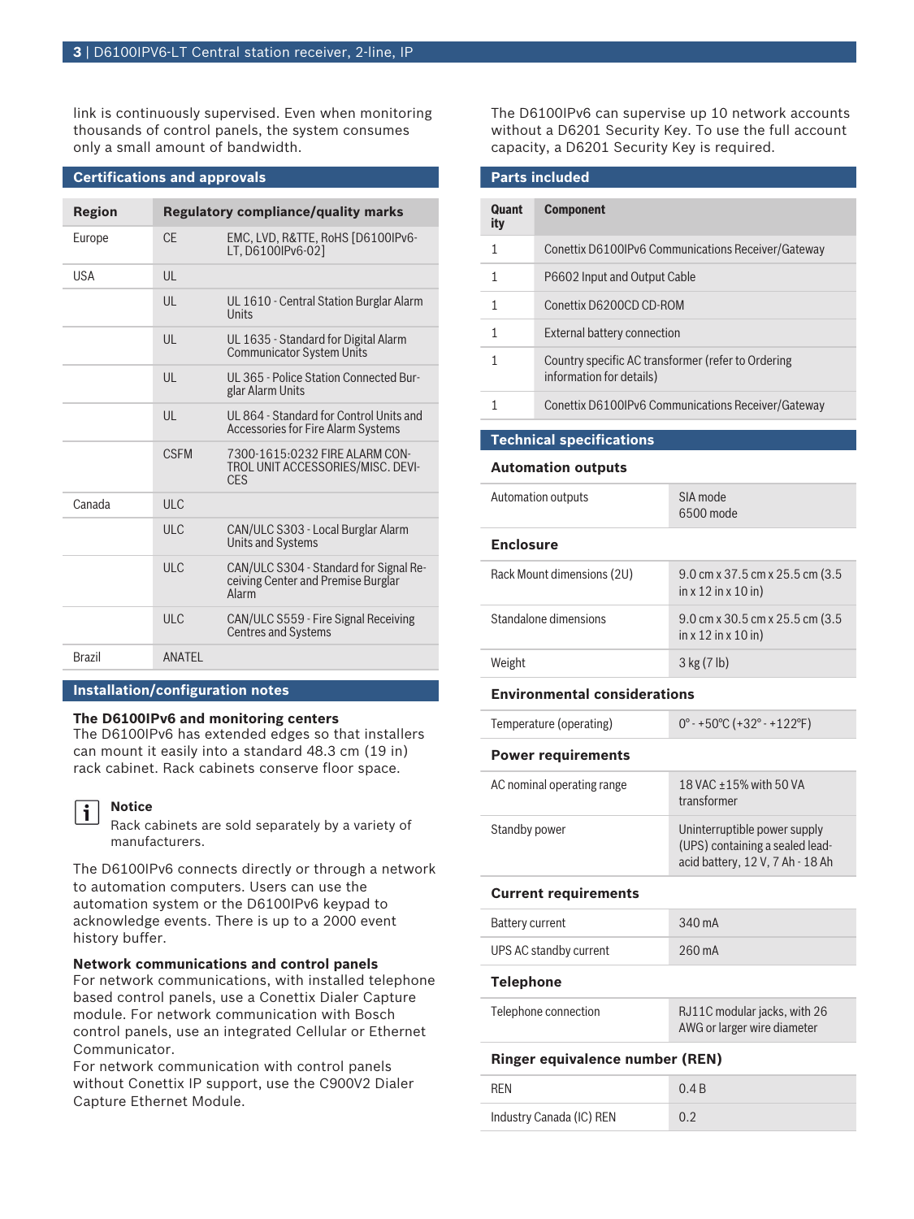link is continuously supervised. Even when monitoring thousands of control panels, the system consumes only a small amount of bandwidth.

## Certifications and approvals

| Region | Regulatory compliance/quality marks | |
|---|---|---|
| Europe | CE | EMC, LVD, R&TTE, RoHS [D6100IPv6-LT, D6100IPv6-02] |
| USA | UL | |
| | UL | UL 1610 - Central Station Burglar Alarm Units |
| | UL | UL 1635 - Standard for Digital Alarm Communicator System Units |
| | UL | UL 365 - Police Station Connected Burglar Alarm Units |
| | UL | UL 864 - Standard for Control Units and Accessories for Fire Alarm Systems |
| | CSFM | 7300-1615:0232 FIRE ALARM CONTROL UNIT ACCESSORIES/MISC. DEVICES |
| Canada | ULC | |
| | ULC | CAN/ULC S303 - Local Burglar Alarm Units and Systems |
| | ULC | CAN/ULC S304 - Standard for Signal Receiving Center and Premise Burglar Alarm |
| | ULC | CAN/ULC S559 - Fire Signal Receiving Centres and Systems |
| Brazil | ANATEL | |

## Installation/configuration notes

### The D6100IPv6 and monitoring centers

The D6100IPv6 has extended edges so that installers can mount it easily into a standard 48.3 cm (19 in) rack cabinet. Rack cabinets conserve floor space.

> **Notice**
> Rack cabinets are sold separately by a variety of manufacturers.

The D6100IPv6 connects directly or through a network to automation computers. Users can use the automation system or the D6100IPv6 keypad to acknowledge events. There is up to a 2000 event history buffer.

### Network communications and control panels

For network communications, with installed telephone based control panels, use a Conettix Dialer Capture module. For network communication with Bosch control panels, use an integrated Cellular or Ethernet Communicator.
For network communication with control panels without Conettix IP support, use the C900V2 Dialer Capture Ethernet Module.

The D6100IPv6 can supervise up 10 network accounts without a D6201 Security Key. To use the full account capacity, a D6201 Security Key is required.

## Parts included

| Quantity | Component |
|---|---|
| 1 | Conettix D6100IPv6 Communications Receiver/Gateway |
| 1 | P6602 Input and Output Cable |
| 1 | Conettix D6200CD CD-ROM |
| 1 | External battery connection |
| 1 | Country specific AC transformer (refer to Ordering information for details) |
| 1 | Conettix D6100IPv6 Communications Receiver/Gateway |

## Technical specifications

### Automation outputs

| | |
|---|---|
| Automation outputs | SIA mode<br>6500 mode |

### Enclosure

| | |
|---|---|
| Rack Mount dimensions (2U) | 9.0 cm x 37.5 cm x 25.5 cm (3.5 in x 12 in x 10 in) |
| Standalone dimensions | 9.0 cm x 30.5 cm x 25.5 cm (3.5 in x 12 in x 10 in) |
| Weight | 3 kg (7 lb) |

### Environmental considerations

| | |
|---|---|
| Temperature (operating) | 0° - +50ºC (+32° - +122ºF) |

### Power requirements

| | |
|---|---|
| AC nominal operating range | 18 VAC ±15% with 50 VA transformer |
| Standby power | Uninterruptible power supply (UPS) containing a sealed lead-acid battery, 12 V, 7 Ah - 18 Ah |

### Current requirements

| | |
|---|---|
| Battery current | 340 mA |
| UPS AC standby current | 260 mA |

### Telephone

| | |
|---|---|
| Telephone connection | RJ11C modular jacks, with 26 AWG or larger wire diameter |

### Ringer equivalence number (REN)

| | |
|---|---|
| REN | 0.4 B |
| Industry Canada (IC) REN | 0.2 |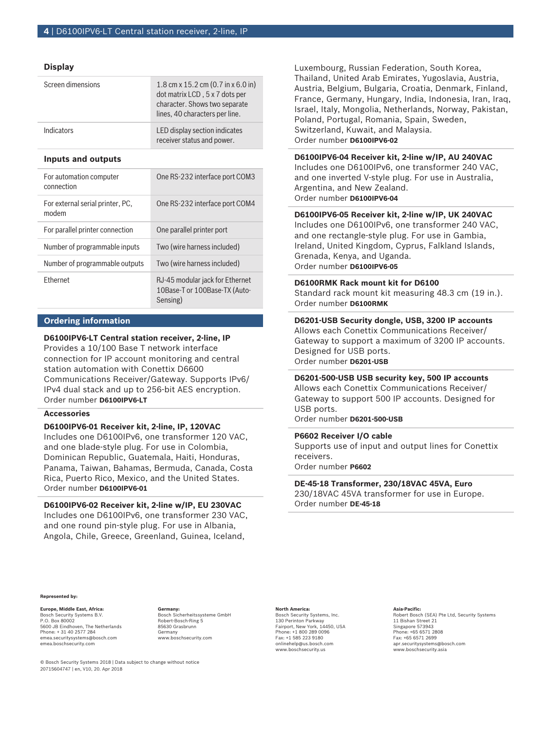### Display

| | |
|---|---|
| Screen dimensions | 1.8 cm x 15.2 cm (0.7 in x 6.0 in) dot matrix LCD , 5 x 7 dots per character. Shows two separate lines, 40 characters per line. |
| Indicators | LED display section indicates receiver status and power. |

### Inputs and outputs

| | |
|---|---|
| For automation computer connection | One RS-232 interface port COM3 |
| For external serial printer, PC, modem | One RS-232 interface port COM4 |
| For parallel printer connection | One parallel printer port |
| Number of programmable inputs | Two (wire harness included) |
| Number of programmable outputs | Two (wire harness included) |
| Ethernet | RJ-45 modular jack for Ethernet 10Base-T or 100Base-TX (Auto-Sensing) |

## Ordering information

**D6100IPV6-LT Central station receiver, 2-line, IP**
Provides a 10/100 Base T network interface connection for IP account monitoring and central station automation with Conettix D6600 Communications Receiver/Gateway. Supports IPv6/IPv4 dual stack and up to 256-bit AES encryption.
Order number **D6100IPV6-LT**

### Accessories

**D6100IPV6-01 Receiver kit, 2-line, IP, 120VAC**
Includes one D6100IPv6, one transformer 120 VAC, and one blade-style plug. For use in Colombia, Dominican Republic, Guatemala, Haiti, Honduras, Panama, Taiwan, Bahamas, Bermuda, Canada, Costa Rica, Puerto Rico, Mexico, and the United States.
Order number **D6100IPV6-01**

**D6100IPV6-02 Receiver kit, 2-line w/IP, EU 230VAC**
Includes one D6100IPv6, one transformer 230 VAC, and one round pin-style plug. For use in Albania, Angola, Chile, Greece, Greenland, Guinea, Iceland, Luxembourg, Russian Federation, South Korea, Thailand, United Arab Emirates, Yugoslavia, Austria, Austria, Belgium, Bulgaria, Croatia, Denmark, Finland, France, Germany, Hungary, India, Indonesia, Iran, Iraq, Israel, Italy, Mongolia, Netherlands, Norway, Pakistan, Poland, Portugal, Romania, Spain, Sweden, Switzerland, Kuwait, and Malaysia.
Order number **D6100IPV6-02**

**D6100IPV6-04 Receiver kit, 2-line w/IP, AU 240VAC**
Includes one D6100IPv6, one transformer 240 VAC, and one inverted V-style plug. For use in Australia, Argentina, and New Zealand.
Order number **D6100IPV6-04**

**D6100IPV6-05 Receiver kit, 2-line w/IP, UK 240VAC**
Includes one D6100IPv6, one transformer 240 VAC, and one rectangle-style plug. For use in Gambia, Ireland, United Kingdom, Cyprus, Falkland Islands, Grenada, Kenya, and Uganda.
Order number **D6100IPV6-05**

**D6100RMK Rack mount kit for D6100**
Standard rack mount kit measuring 48.3 cm (19 in.).
Order number **D6100RMK**

**D6201-USB Security dongle, USB, 3200 IP accounts**
Allows each Conettix Communications Receiver/Gateway to support a maximum of 3200 IP accounts. Designed for USB ports.
Order number **D6201-USB**

**D6201-500-USB USB security key, 500 IP accounts**
Allows each Conettix Communications Receiver/Gateway to support 500 IP accounts. Designed for USB ports.
Order number **D6201-500-USB**

**P6602 Receiver I/O cable**
Supports use of input and output lines for Conettix receivers.
Order number **P6602**

**DE-45-18 Transformer, 230/18VAC 45VA, Euro**
230/18VAC 45VA transformer for use in Europe.
Order number **DE-45-18**

**Represented by:**

**Europe, Middle East, Africa:**
Bosch Security Systems B.V.
P.O. Box 80002
5600 JB Eindhoven, The Netherlands
Phone: + 31 40 2577 284
emea.securitysystems@bosch.com
emea.boschsecurity.com

**Germany:**
Bosch Sicherheitssysteme GmbH
Robert-Bosch-Ring 5
85630 Grasbrunn
Germany
www.boschsecurity.com

**North America:**
Bosch Security Systems, Inc.
130 Perinton Parkway
Fairport, New York, 14450, USA
Phone: +1 800 289 0096
Fax: +1 585 223 9180
onlinehelp@us.bosch.com
www.boschsecurity.us

**Asia-Pacific:**
Robert Bosch (SEA) Pte Ltd, Security Systems
11 Bishan Street 21
Singapore 573943
Phone: +65 6571 2808
Fax: +65 6571 2699
apr.securitysystems@bosch.com
www.boschsecurity.asia

© Bosch Security Systems 2018 | Data subject to change without notice
20715604747 | en, V10, 20. Apr 2018